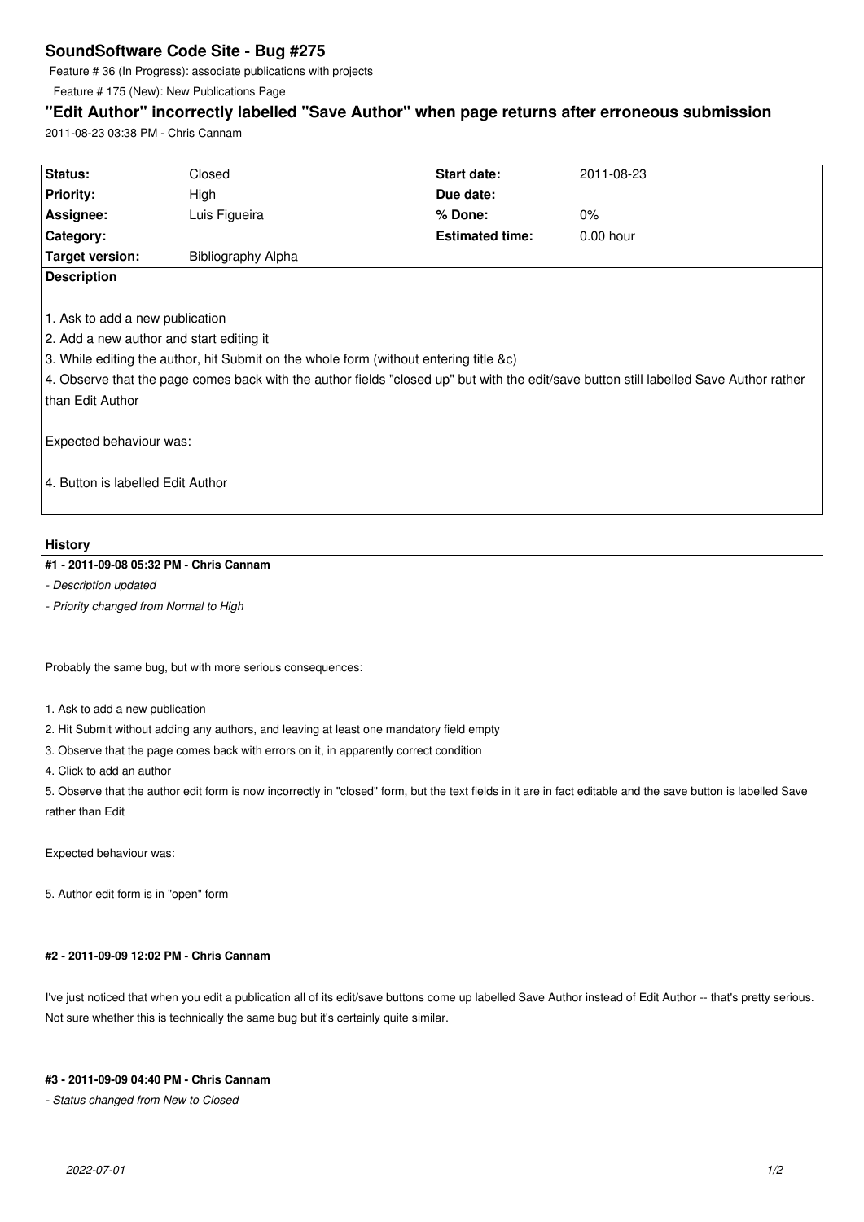# SoundSoftware Code Site - Bug #275

Feature # 36 (In Progress): associate publications with projects

Feature # 175 (New): New Publications Page

## "Edit Author" incorrectly labelled "Save Author" when page returns after erroneous submission

2011-08-23 03:38 PM - Chris Cannam

| Status: | Closed | Start date: | 2011-08-23 |
|---|---|---|---|
| Priority: | High | Due date: | |
| Assignee: | Luis Figueira | % Done: | 0% |
| Category: | | Estimated time: | 0.00 hour |
| Target version: | Bibliography Alpha | | |

**Description**

1. Ask to add a new publication
2. Add a new author and start editing it
3. While editing the author, hit Submit on the whole form (without entering title &c)
4. Observe that the page comes back with the author fields "closed up" but with the edit/save button still labelled Save Author rather than Edit Author

Expected behaviour was:

4. Button is labelled Edit Author

### History

#### #1 - 2011-09-08 05:32 PM - Chris Cannam

*- Description updated*

*- Priority changed from Normal to High*

Probably the same bug, but with more serious consequences:

1. Ask to add a new publication
2. Hit Submit without adding any authors, and leaving at least one mandatory field empty
3. Observe that the page comes back with errors on it, in apparently correct condition
4. Click to add an author
5. Observe that the author edit form is now incorrectly in "closed" form, but the text fields in it are in fact editable and the save button is labelled Save rather than Edit

Expected behaviour was:

5. Author edit form is in "open" form

#### #2 - 2011-09-09 12:02 PM - Chris Cannam

I've just noticed that when you edit a publication all of its edit/save buttons come up labelled Save Author instead of Edit Author -- that's pretty serious. Not sure whether this is technically the same bug but it's certainly quite similar.

#### #3 - 2011-09-09 04:40 PM - Chris Cannam

*- Status changed from New to Closed*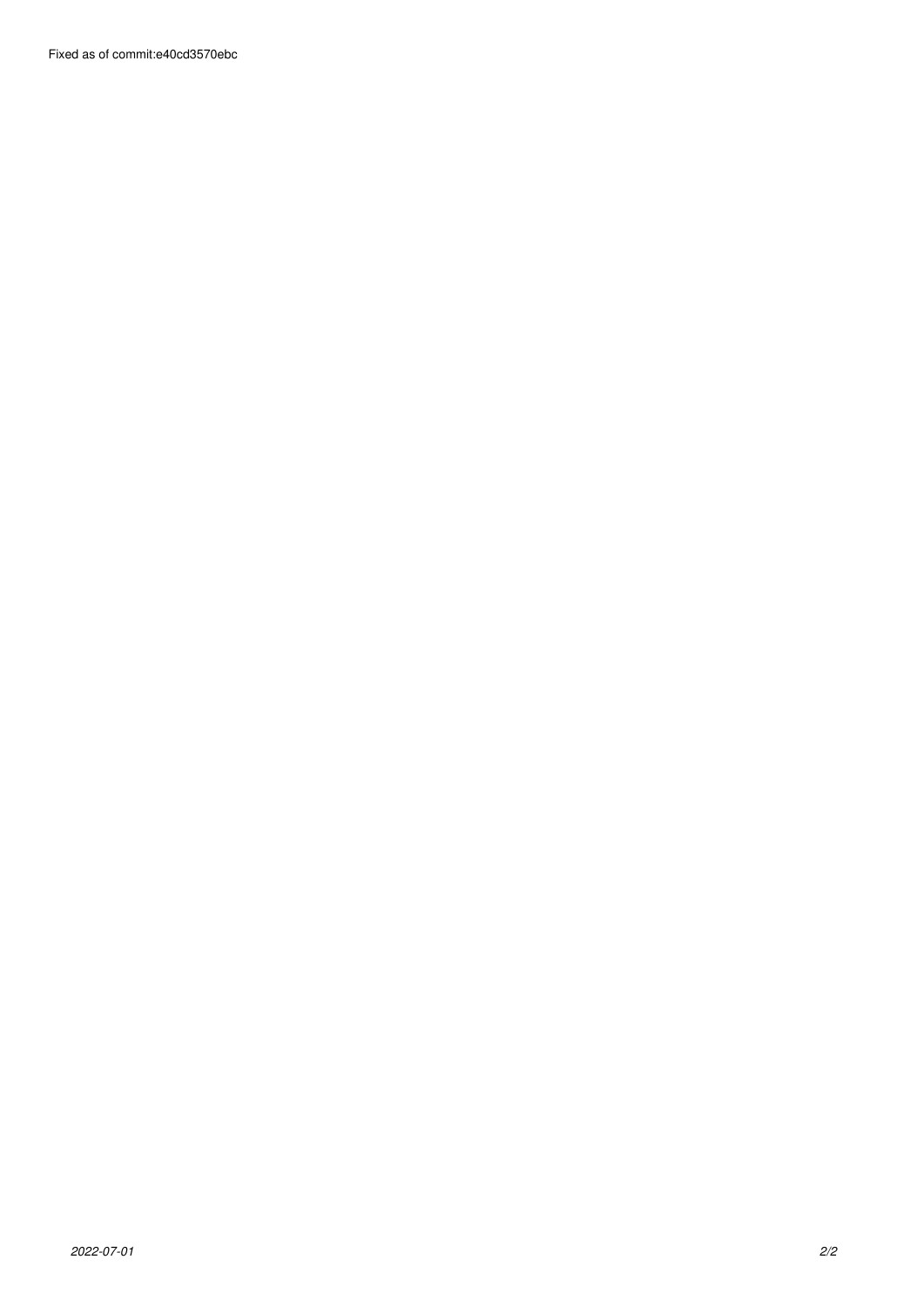Fixed as of commit:e40cd3570ebc